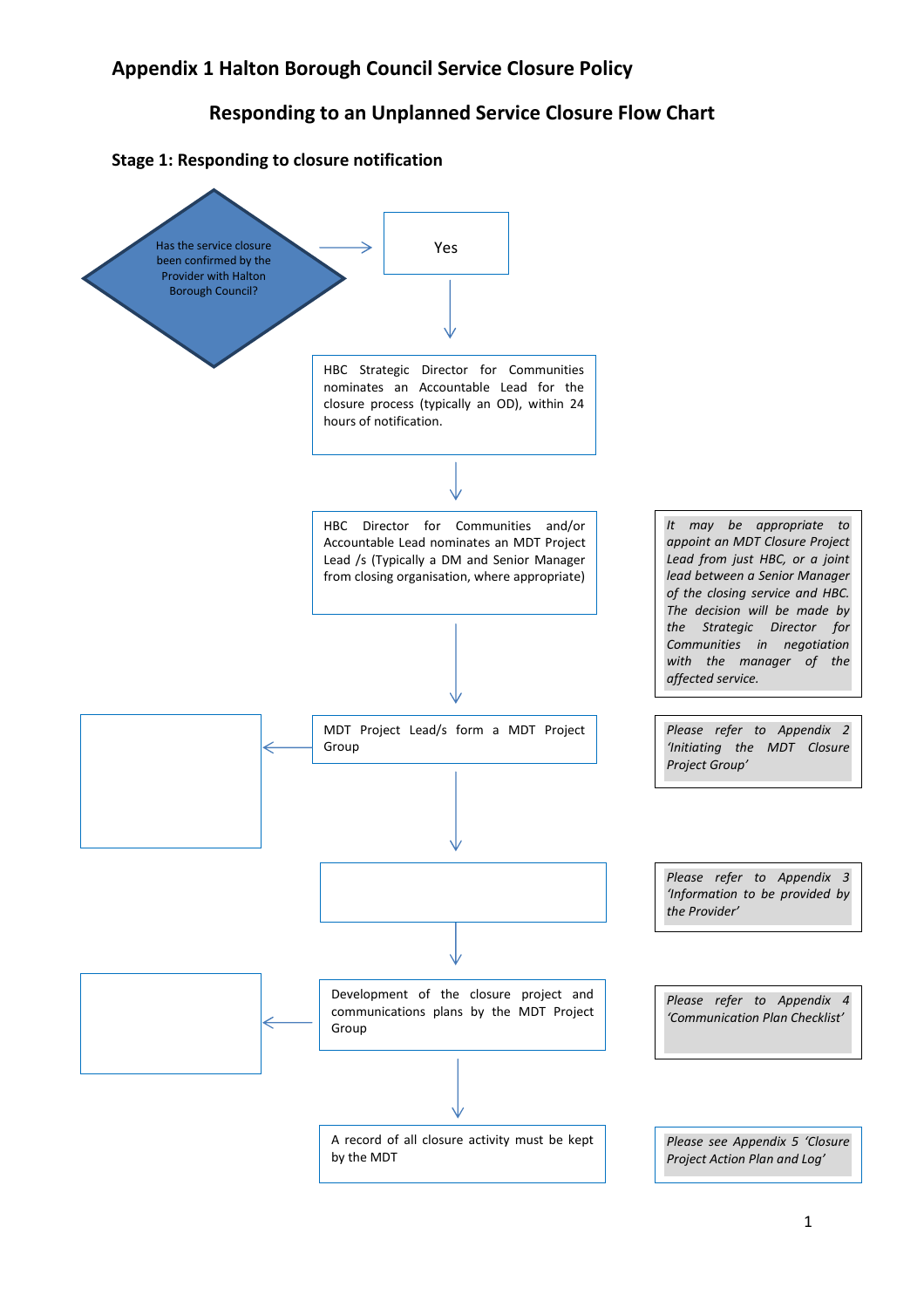# Appendix 1 Halton Borough Council Service Closure Policy

## Responding to an Unplanned Service Closure Flow Chart

### Stage 1: Responding to closure notification

Has the service closure been confirmed by the Provider with Halton Borough Council?

→ Yes

↓

HBC Strategic Director for Communities nominates an Accountable Lead for the closure process (typically an OD), within 24 hours of notification.

↓

HBC Director for Communities and/or Accountable Lead nominates an MDT Project Lead /s (Typically a DM and Senior Manager from closing organisation, where appropriate)

*It may be appropriate to appoint an MDT Closure Project Lead from just HBC, or a joint lead between a Senior Manager of the closing service and HBC. The decision will be made by the Strategic Director for Communities in negotiation with the manager of the affected service.*

↓

MDT Project Lead/s form a MDT Project Group

*Please refer to Appendix 2 'Initiating the MDT Closure Project Group'*

↓

*Please refer to Appendix 3 'Information to be provided by the Provider'*

↓

Development of the closure project and communications plans by the MDT Project Group

*Please refer to Appendix 4 'Communication Plan Checklist'*

↓

A record of all closure activity must be kept by the MDT

*Please see Appendix 5 'Closure Project Action Plan and Log'*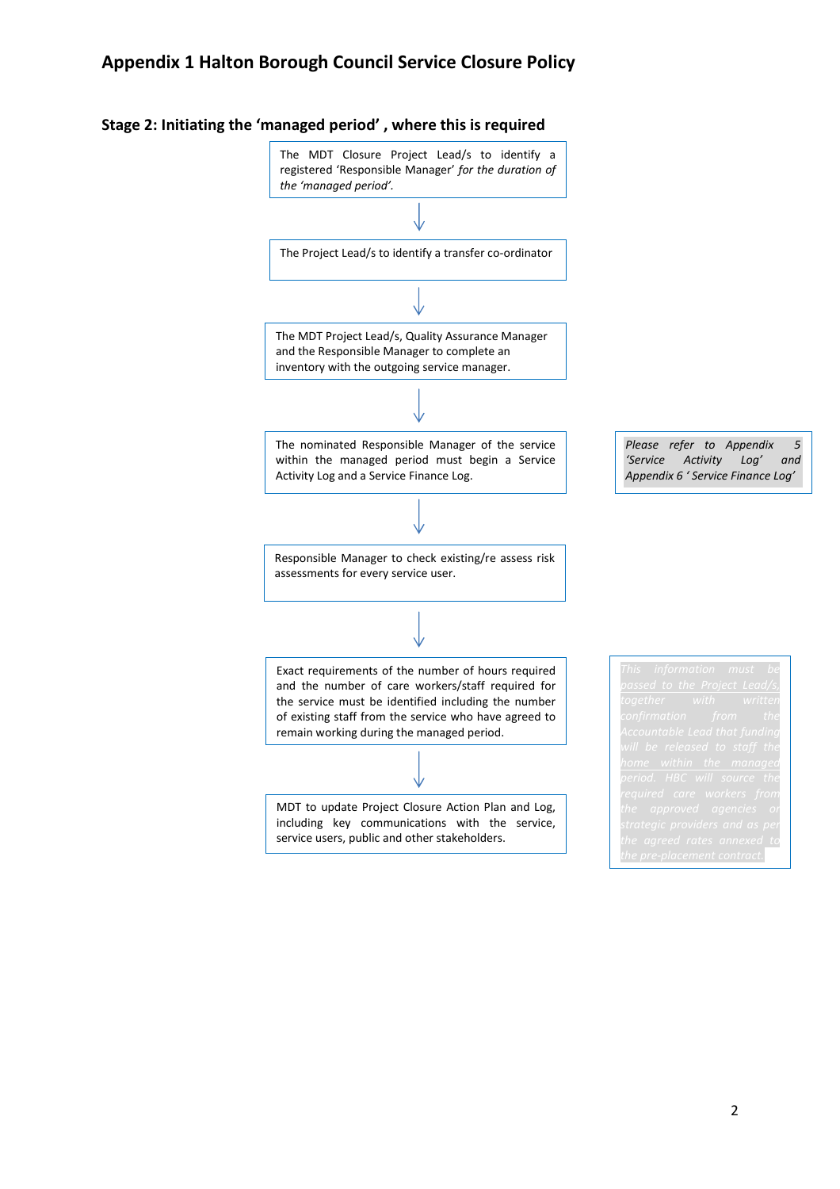## Appendix 1 Halton Borough Council Service Closure Policy

### Stage 2: Initiating the 'managed period' , where this is required

The MDT Closure Project Lead/s to identify a registered 'Responsible Manager' *for the duration of the 'managed period'.*

↓

The Project Lead/s to identify a transfer co-ordinator

↓

The MDT Project Lead/s, Quality Assurance Manager and the Responsible Manager to complete an inventory with the outgoing service manager.

↓

The nominated Responsible Manager of the service within the managed period must begin a Service Activity Log and a Service Finance Log.

*Please refer to Appendix 5 'Service Activity Log' and Appendix 6 ' Service Finance Log'*

↓

Responsible Manager to check existing/re assess risk assessments for every service user.

↓

Exact requirements of the number of hours required and the number of care workers/staff required for the service must be identified including the number of existing staff from the service who have agreed to remain working during the managed period.

*This information must be passed to the Project Lead/s, together with written confirmation from the Accountable Lead that funding will be released to staff the home within the managed period. HBC will source the required care workers from the approved agencies or strategic providers and as per the agreed rates annexed to the pre-placement contract.*

↓

MDT to update Project Closure Action Plan and Log, including key communications with the service, service users, public and other stakeholders.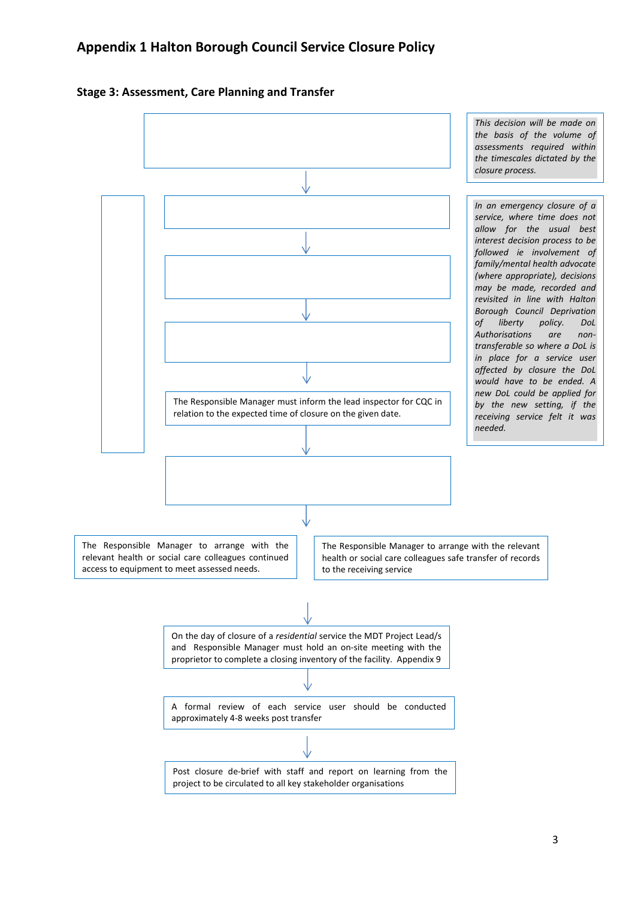## Appendix 1 Halton Borough Council Service Closure Policy

### Stage 3: Assessment, Care Planning and Transfer

*This decision will be made on the basis of the volume of assessments required within the timescales dictated by the closure process.*

*In an emergency closure of a service, where time does not allow for the usual best interest decision process to be followed ie involvement of family/mental health advocate (where appropriate), decisions may be made, recorded and revisited in line with Halton Borough Council Deprivation of liberty policy. DoL Authorisations are non-transferable so where a DoL is in place for a service user affected by closure the DoL would have to be ended. A new DoL could be applied for by the new setting, if the receiving service felt it was needed.*

The Responsible Manager must inform the lead inspector for CQC in relation to the expected time of closure on the given date.

The Responsible Manager to arrange with the relevant health or social care colleagues continued access to equipment to meet assessed needs.

The Responsible Manager to arrange with the relevant health or social care colleagues safe transfer of records to the receiving service

On the day of closure of a *residential* service the MDT Project Lead/s and Responsible Manager must hold an on-site meeting with the proprietor to complete a closing inventory of the facility. Appendix 9

A formal review of each service user should be conducted approximately 4-8 weeks post transfer

Post closure de-brief with staff and report on learning from the project to be circulated to all key stakeholder organisations